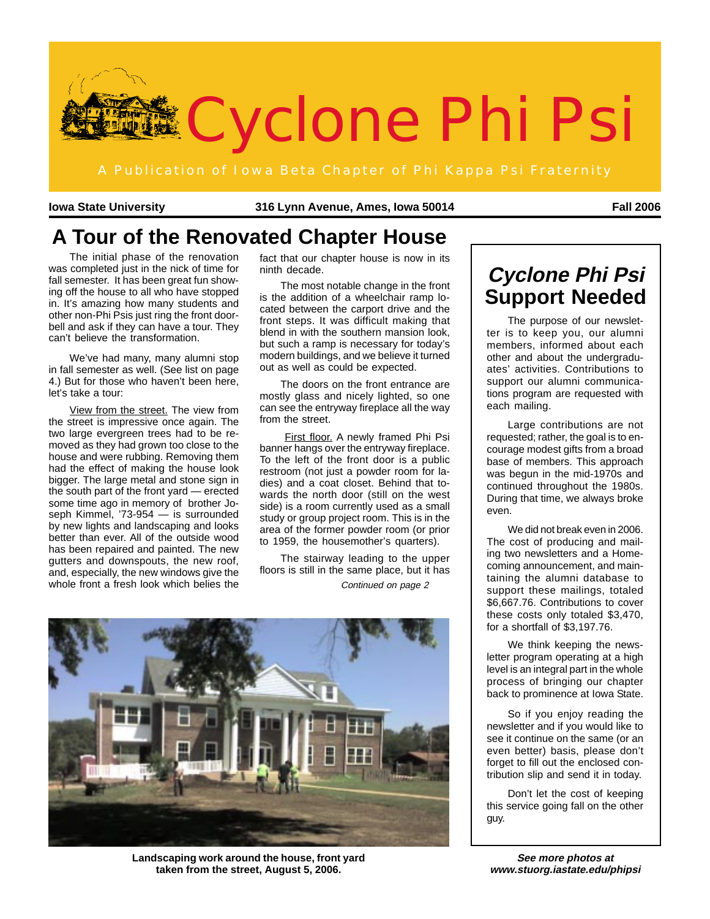# Cyclone Phi Psi

A Publication of Iowa Beta Chapter of Phi Kappa Psi Fraternity

**Iowa State University** **316 Lynn Avenue, Ames, Iowa 50014** **Fall 2006**

## A Tour of the Renovated Chapter House

The initial phase of the renovation was completed just in the nick of time for fall semester. It has been great fun showing off the house to all who have stopped in. It's amazing how many students and other non-Phi Psis just ring the front doorbell and ask if they can have a tour. They can't believe the transformation.

We've had many, many alumni stop in fall semester as well. (See list on page 4.) But for those who haven't been here, let's take a tour:

View from the street. The view from the street is impressive once again. The two large evergreen trees had to be removed as they had grown too close to the house and were rubbing. Removing them had the effect of making the house look bigger. The large metal and stone sign in the south part of the front yard — erected some time ago in memory of brother Joseph Kimmel, '73-954 — is surrounded by new lights and landscaping and looks better than ever. All of the outside wood has been repaired and painted. The new gutters and downspouts, the new roof, and, especially, the new windows give the whole front a fresh look which belies the fact that our chapter house is now in its ninth decade.

The most notable change in the front is the addition of a wheelchair ramp located between the carport drive and the front steps. It was difficult making that blend in with the southern mansion look, but such a ramp is necessary for today's modern buildings, and we believe it turned out as well as could be expected.

The doors on the front entrance are mostly glass and nicely lighted, so one can see the entryway fireplace all the way from the street.

First floor. A newly framed Phi Psi banner hangs over the entryway fireplace. To the left of the front door is a public restroom (not just a powder room for ladies) and a coat closet. Behind that towards the north door (still on the west side) is a room currently used as a small study or group project room. This is in the area of the former powder room (or prior to 1959, the housemother's quarters).

The stairway leading to the upper floors is still in the same place, but it has

*Continued on page 2*

**Landscaping work around the house, front yard taken from the street, August 5, 2006.**

## *Cyclone Phi Psi* Support Needed

The purpose of our newsletter is to keep you, our alumni members, informed about each other and about the undergraduates' activities. Contributions to support our alumni communications program are requested with each mailing.

Large contributions are not requested; rather, the goal is to encourage modest gifts from a broad base of members. This approach was begun in the mid-1970s and continued throughout the 1980s. During that time, we always broke even.

We did not break even in 2006. The cost of producing and mailing two newsletters and a Homecoming announcement, and maintaining the alumni database to support these mailings, totaled $6,667.76. Contributions to cover these costs only totaled $3,470, for a shortfall of $3,197.76.

We think keeping the newsletter program operating at a high level is an integral part in the whole process of bringing our chapter back to prominence at Iowa State.

So if you enjoy reading the newsletter and if you would like to see it continue on the same (or an even better) basis, please don't forget to fill out the enclosed contribution slip and send it in today.

Don't let the cost of keeping this service going fall on the other guy.

***See more photos at www.stuorg.iastate.edu/phipsi***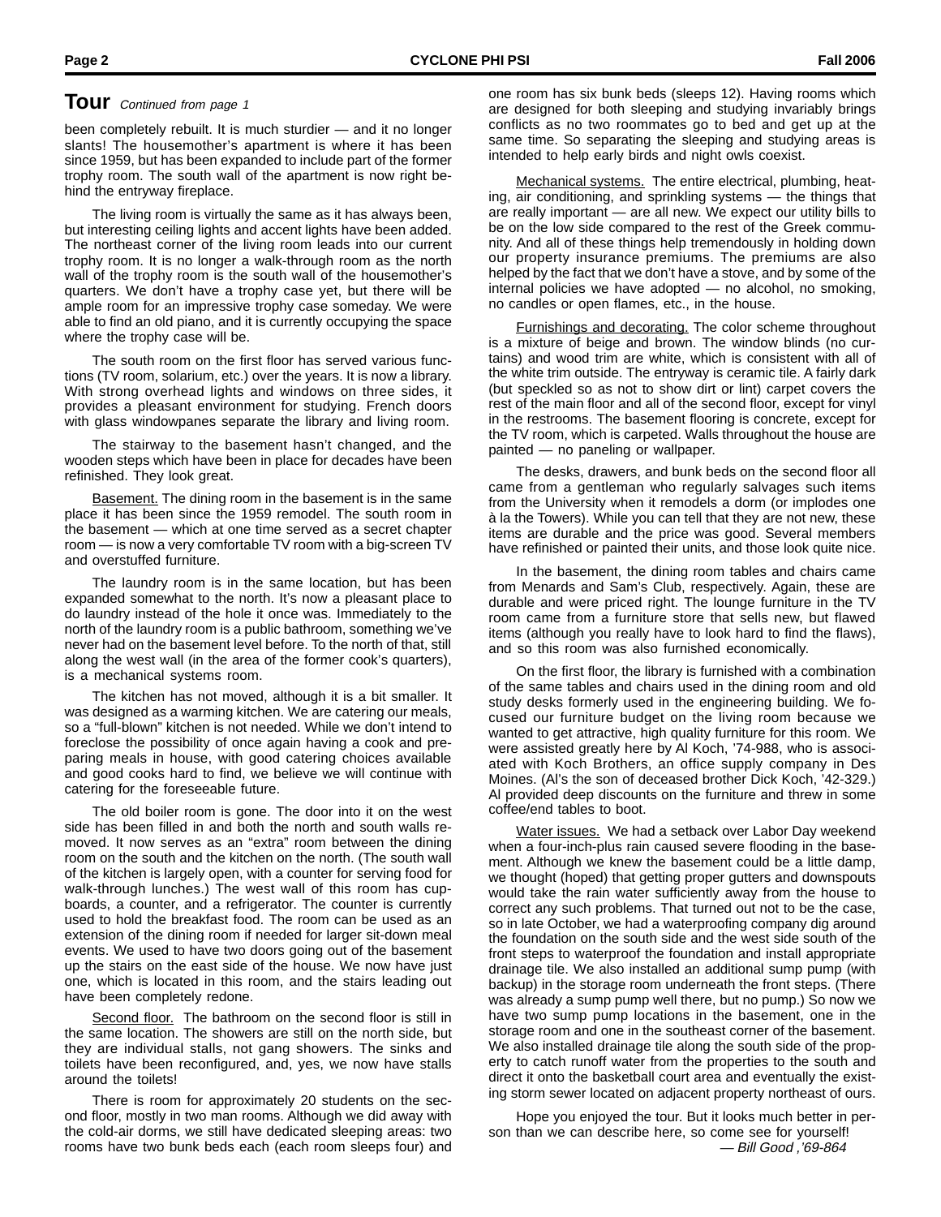## Tour *Continued from page 1*

been completely rebuilt. It is much sturdier — and it no longer slants! The housemother's apartment is where it has been since 1959, but has been expanded to include part of the former trophy room. The south wall of the apartment is now right behind the entryway fireplace.

The living room is virtually the same as it has always been, but interesting ceiling lights and accent lights have been added. The northeast corner of the living room leads into our current trophy room. It is no longer a walk-through room as the north wall of the trophy room is the south wall of the housemother's quarters. We don't have a trophy case yet, but there will be ample room for an impressive trophy case someday. We were able to find an old piano, and it is currently occupying the space where the trophy case will be.

The south room on the first floor has served various functions (TV room, solarium, etc.) over the years. It is now a library. With strong overhead lights and windows on three sides, it provides a pleasant environment for studying. French doors with glass windowpanes separate the library and living room.

The stairway to the basement hasn't changed, and the wooden steps which have been in place for decades have been refinished. They look great.

Basement. The dining room in the basement is in the same place it has been since the 1959 remodel. The south room in the basement — which at one time served as a secret chapter room — is now a very comfortable TV room with a big-screen TV and overstuffed furniture.

The laundry room is in the same location, but has been expanded somewhat to the north. It's now a pleasant place to do laundry instead of the hole it once was. Immediately to the north of the laundry room is a public bathroom, something we've never had on the basement level before. To the north of that, still along the west wall (in the area of the former cook's quarters), is a mechanical systems room.

The kitchen has not moved, although it is a bit smaller. It was designed as a warming kitchen. We are catering our meals, so a "full-blown" kitchen is not needed. While we don't intend to foreclose the possibility of once again having a cook and preparing meals in house, with good catering choices available and good cooks hard to find, we believe we will continue with catering for the foreseeable future.

The old boiler room is gone. The door into it on the west side has been filled in and both the north and south walls removed. It now serves as an "extra" room between the dining room on the south and the kitchen on the north. (The south wall of the kitchen is largely open, with a counter for serving food for walk-through lunches.) The west wall of this room has cupboards, a counter, and a refrigerator. The counter is currently used to hold the breakfast food. The room can be used as an extension of the dining room if needed for larger sit-down meal events. We used to have two doors going out of the basement up the stairs on the east side of the house. We now have just one, which is located in this room, and the stairs leading out have been completely redone.

Second floor. The bathroom on the second floor is still in the same location. The showers are still on the north side, but they are individual stalls, not gang showers. The sinks and toilets have been reconfigured, and, yes, we now have stalls around the toilets!

There is room for approximately 20 students on the second floor, mostly in two man rooms. Although we did away with the cold-air dorms, we still have dedicated sleeping areas: two rooms have two bunk beds each (each room sleeps four) and one room has six bunk beds (sleeps 12). Having rooms which are designed for both sleeping and studying invariably brings conflicts as no two roommates go to bed and get up at the same time. So separating the sleeping and studying areas is intended to help early birds and night owls coexist.

Mechanical systems. The entire electrical, plumbing, heating, air conditioning, and sprinkling systems — the things that are really important — are all new. We expect our utility bills to be on the low side compared to the rest of the Greek community. And all of these things help tremendously in holding down our property insurance premiums. The premiums are also helped by the fact that we don't have a stove, and by some of the internal policies we have adopted — no alcohol, no smoking, no candles or open flames, etc., in the house.

Furnishings and decorating. The color scheme throughout is a mixture of beige and brown. The window blinds (no curtains) and wood trim are white, which is consistent with all of the white trim outside. The entryway is ceramic tile. A fairly dark (but speckled so as not to show dirt or lint) carpet covers the rest of the main floor and all of the second floor, except for vinyl in the restrooms. The basement flooring is concrete, except for the TV room, which is carpeted. Walls throughout the house are painted — no paneling or wallpaper.

The desks, drawers, and bunk beds on the second floor all came from a gentleman who regularly salvages such items from the University when it remodels a dorm (or implodes one à la the Towers). While you can tell that they are not new, these items are durable and the price was good. Several members have refinished or painted their units, and those look quite nice.

In the basement, the dining room tables and chairs came from Menards and Sam's Club, respectively. Again, these are durable and were priced right. The lounge furniture in the TV room came from a furniture store that sells new, but flawed items (although you really have to look hard to find the flaws), and so this room was also furnished economically.

On the first floor, the library is furnished with a combination of the same tables and chairs used in the dining room and old study desks formerly used in the engineering building. We focused our furniture budget on the living room because we wanted to get attractive, high quality furniture for this room. We were assisted greatly here by Al Koch, '74-988, who is associated with Koch Brothers, an office supply company in Des Moines. (Al's the son of deceased brother Dick Koch, '42-329.) Al provided deep discounts on the furniture and threw in some coffee/end tables to boot.

Water issues. We had a setback over Labor Day weekend when a four-inch-plus rain caused severe flooding in the basement. Although we knew the basement could be a little damp, we thought (hoped) that getting proper gutters and downspouts would take the rain water sufficiently away from the house to correct any such problems. That turned out not to be the case, so in late October, we had a waterproofing company dig around the foundation on the south side and the west side south of the front steps to waterproof the foundation and install appropriate drainage tile. We also installed an additional sump pump (with backup) in the storage room underneath the front steps. (There was already a sump pump well there, but no pump.) So now we have two sump pump locations in the basement, one in the storage room and one in the southeast corner of the basement. We also installed drainage tile along the south side of the property to catch runoff water from the properties to the south and direct it onto the basketball court area and eventually the existing storm sewer located on adjacent property northeast of ours.

Hope you enjoyed the tour. But it looks much better in person than we can describe here, so come see for yourself!

*— Bill Good ,'69-864*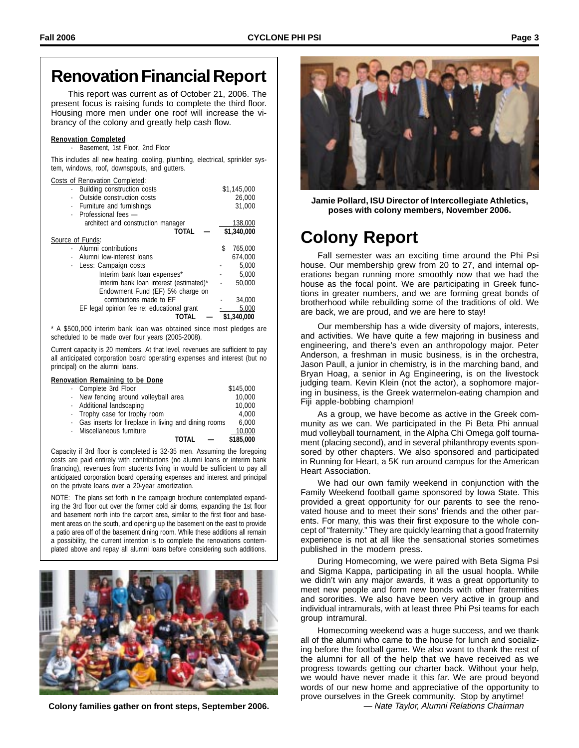# Renovation Financial Report

This report was current as of October 21, 2006. The present focus is raising funds to complete the third floor. Housing more men under one roof will increase the vibrancy of the colony and greatly help cash flow.

**Renovation Completed**

- Basement, 1st Floor, 2nd Floor

This includes all new heating, cooling, plumbing, electrical, sprinkler system, windows, roof, downspouts, and gutters.

Costs of Renovation Completed:

| Item | Amount |
|---|---|
| Building construction costs | $1,145,000 |
| Outside construction costs | 26,000 |
| Furniture and furnishings | 31,000 |
| Professional fees — architect and construction manager | 138,000 |
| **TOTAL** — | $1,340,000 |

Source of Funds:

| Item | Amount |
|---|---|
| Alumni contributions | $ 765,000 |
| Alumni low-interest loans | 674,000 |
| Less: Campaign costs | - 5,000 |
| Interim bank loan expenses* | - 5,000 |
| Interim bank loan interest (estimated)* | - 50,000 |
| Endowment Fund (EF) 5% charge on contributions made to EF | - 34,000 |
| EF legal opinion fee re: educational grant | - 5,000 |
| **TOTAL** — | $1,340,000 |

\* A $500,000 interim bank loan was obtained since most pledges are scheduled to be made over four years (2005-2008).

Current capacity is 20 members. At that level, revenues are sufficient to pay all anticipated corporation board operating expenses and interest (but no principal) on the alumni loans.

**Renovation Remaining to be Done**

| Item | Amount |
|---|---|
| Complete 3rd Floor | $145,000 |
| New fencing around volleyball area | 10,000 |
| Additional landscaping | 10,000 |
| Trophy case for trophy room | 4,000 |
| Gas inserts for fireplace in living and dining rooms | 6,000 |
| Miscellaneous furniture | 10,000 |
| **TOTAL** — | $185,000 |

Capacity if 3rd floor is completed is 32-35 men. Assuming the foregoing costs are paid entirely with contributions (no alumni loans or interim bank financing), revenues from students living in would be sufficient to pay all anticipated corporation board operating expenses and interest and principal on the private loans over a 20-year amortization.

NOTE: The plans set forth in the campaign brochure contemplated expanding the 3rd floor out over the former cold air dorms, expanding the 1st floor and basement north into the carport area, similar to the first floor and basement areas on the south, and opening up the basement on the east to provide a patio area off of the basement dining room. While these additions all remain a possibility, the current intention is to complete the renovations contemplated above and repay all alumni loans before considering such additions.

**Colony families gather on front steps, September 2006.**

**Jamie Pollard, ISU Director of Intercollegiate Athletics, poses with colony members, November 2006.**

# Colony Report

Fall semester was an exciting time around the Phi Psi house. Our membership grew from 20 to 27, and internal operations began running more smoothly now that we had the house as the focal point. We are participating in Greek functions in greater numbers, and we are forming great bonds of brotherhood while rebuilding some of the traditions of old. We are back, we are proud, and we are here to stay!

Our membership has a wide diversity of majors, interests, and activities. We have quite a few majoring in business and engineering, and there's even an anthropology major. Peter Anderson, a freshman in music business, is in the orchestra, Jason Paull, a junior in chemistry, is in the marching band, and Bryan Hoag, a senior in Ag Engineering, is on the livestock judging team. Kevin Klein (not the actor), a sophomore majoring in business, is the Greek watermelon-eating champion and Fiji apple-bobbing champion!

As a group, we have become as active in the Greek community as we can. We participated in the Pi Beta Phi annual mud volleyball tournament, in the Alpha Chi Omega golf tournament (placing second), and in several philanthropy events sponsored by other chapters. We also sponsored and participated in Running for Heart, a 5K run around campus for the American Heart Association.

We had our own family weekend in conjunction with the Family Weekend football game sponsored by Iowa State. This provided a great opportunity for our parents to see the renovated house and to meet their sons' friends and the other parents. For many, this was their first exposure to the whole concept of "fraternity." They are quickly learning that a good fraternity experience is not at all like the sensational stories sometimes published in the modern press.

During Homecoming, we were paired with Beta Sigma Psi and Sigma Kappa, participating in all the usual hoopla. While we didn't win any major awards, it was a great opportunity to meet new people and form new bonds with other fraternities and sororities. We also have been very active in group and individual intramurals, with at least three Phi Psi teams for each group intramural.

Homecoming weekend was a huge success, and we thank all of the alumni who came to the house for lunch and socializing before the football game. We also want to thank the rest of the alumni for all of the help that we have received as we progress towards getting our charter back. Without your help, we would have never made it this far. We are proud beyond words of our new home and appreciative of the opportunity to prove ourselves in the Greek community. Stop by anytime!

*— Nate Taylor, Alumni Relations Chairman*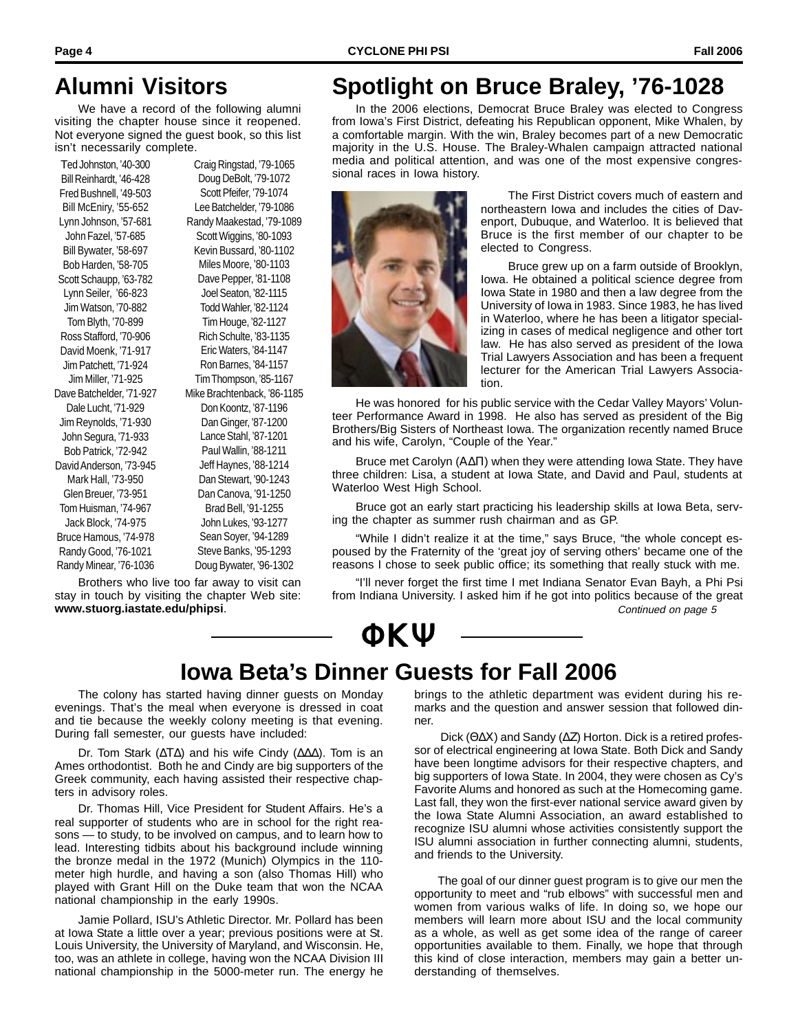# Alumni Visitors

We have a record of the following alumni visiting the chapter house since it reopened. Not everyone signed the guest book, so this list isn't necessarily complete.

Ted Johnston, '40-300
Bill Reinhardt, '46-428
Fred Bushnell, '49-503
Bill McEniry, '55-652
Lynn Johnson, '57-681
John Fazel, '57-685
Bill Bywater, '58-697
Bob Harden, '58-705
Scott Schaupp, '63-782
Lynn Seiler, '66-823
Jim Watson, '70-882
Tom Blyth, '70-899
Ross Stafford, '70-906
David Moenk, '71-917
Jim Patchett, '71-924
Jim Miller, '71-925
Dave Batchelder, '71-927
Dale Lucht, '71-929
Jim Reynolds, '71-930
John Segura, '71-933
Bob Patrick, '72-942
David Anderson, '73-945
Mark Hall, '73-950
Glen Breuer, '73-951
Tom Huisman, '74-967
Jack Block, '74-975
Bruce Hamous, '74-978
Randy Good, '76-1021
Randy Minear, '76-1036
Craig Ringstad, '79-1065
Doug DeBolt, '79-1072
Scott Pfeifer, '79-1074
Lee Batchelder, '79-1086
Randy Maakestad, '79-1089
Scott Wiggins, '80-1093
Kevin Bussard, '80-1102
Miles Moore, '80-1103
Dave Pepper, '81-1108
Joel Seaton, '82-1115
Todd Wahler, '82-1124
Tim Houge, '82-1127
Rich Schulte, '83-1135
Eric Waters, '84-1147
Ron Barnes, '84-1157
Tim Thompson, '85-1167
Mike Brachtenback, '86-1185
Don Koontz, '87-1196
Dan Ginger, '87-1200
Lance Stahl, '87-1201
Paul Wallin, '88-1211
Jeff Haynes, '88-1214
Dan Stewart, '90-1243
Dan Canova, '91-1250
Brad Bell, '91-1255
John Lukes, '93-1277
Sean Soyer, '94-1289
Steve Banks, '95-1293
Doug Bywater, '96-1302

Brothers who live too far away to visit can stay in touch by visiting the chapter Web site: **www.stuorg.iastate.edu/phipsi**.

# Spotlight on Bruce Braley, '76-1028

In the 2006 elections, Democrat Bruce Braley was elected to Congress from Iowa's First District, defeating his Republican opponent, Mike Whalen, by a comfortable margin. With the win, Braley becomes part of a new Democratic majority in the U.S. House. The Braley-Whalen campaign attracted national media and political attention, and was one of the most expensive congressional races in Iowa history.

The First District covers much of eastern and northeastern Iowa and includes the cities of Davenport, Dubuque, and Waterloo. It is believed that Bruce is the first member of our chapter to be elected to Congress.

Bruce grew up on a farm outside of Brooklyn, Iowa. He obtained a political science degree from Iowa State in 1980 and then a law degree from the University of Iowa in 1983. Since 1983, he has lived in Waterloo, where he has been a litigator specializing in cases of medical negligence and other tort law. He has also served as president of the Iowa Trial Lawyers Association and has been a frequent lecturer for the American Trial Lawyers Association.

He was honored for his public service with the Cedar Valley Mayors' Volunteer Performance Award in 1998. He also has served as president of the Big Brothers/Big Sisters of Northeast Iowa. The organization recently named Bruce and his wife, Carolyn, "Couple of the Year."

Bruce met Carolyn (ΑΔΠ) when they were attending Iowa State. They have three children: Lisa, a student at Iowa State, and David and Paul, students at Waterloo West High School.

Bruce got an early start practicing his leadership skills at Iowa Beta, serving the chapter as summer rush chairman and as GP.

"While I didn't realize it at the time," says Bruce, "the whole concept espoused by the Fraternity of the 'great joy of serving others' became one of the reasons I chose to seek public office; its something that really stuck with me.

"I'll never forget the first time I met Indiana Senator Evan Bayh, a Phi Psi from Indiana University. I asked him if he got into politics because of the great

*Continued on page 5*

ΦΚΨ

# Iowa Beta's Dinner Guests for Fall 2006

The colony has started having dinner guests on Monday evenings. That's the meal when everyone is dressed in coat and tie because the weekly colony meeting is that evening. During fall semester, our guests have included:

Dr. Tom Stark (ΔΤΔ) and his wife Cindy (ΔΔΔ). Tom is an Ames orthodontist. Both he and Cindy are big supporters of the Greek community, each having assisted their respective chapters in advisory roles.

Dr. Thomas Hill, Vice President for Student Affairs. He's a real supporter of students who are in school for the right reasons — to study, to be involved on campus, and to learn how to lead. Interesting tidbits about his background include winning the bronze medal in the 1972 (Munich) Olympics in the 110-meter high hurdle, and having a son (also Thomas Hill) who played with Grant Hill on the Duke team that won the NCAA national championship in the early 1990s.

Jamie Pollard, ISU's Athletic Director. Mr. Pollard has been at Iowa State a little over a year; previous positions were at St. Louis University, the University of Maryland, and Wisconsin. He, too, was an athlete in college, having won the NCAA Division III national championship in the 5000-meter run. The energy he brings to the athletic department was evident during his remarks and the question and answer session that followed dinner.

Dick (ΘΔΧ) and Sandy (ΔΖ) Horton. Dick is a retired professor of electrical engineering at Iowa State. Both Dick and Sandy have been longtime advisors for their respective chapters, and big supporters of Iowa State. In 2004, they were chosen as Cy's Favorite Alums and honored as such at the Homecoming game. Last fall, they won the first-ever national service award given by the Iowa State Alumni Association, an award established to recognize ISU alumni whose activities consistently support the ISU alumni association in further connecting alumni, students, and friends to the University.

The goal of our dinner guest program is to give our men the opportunity to meet and "rub elbows" with successful men and women from various walks of life. In doing so, we hope our members will learn more about ISU and the local community as a whole, as well as get some idea of the range of career opportunities available to them. Finally, we hope that through this kind of close interaction, members may gain a better understanding of themselves.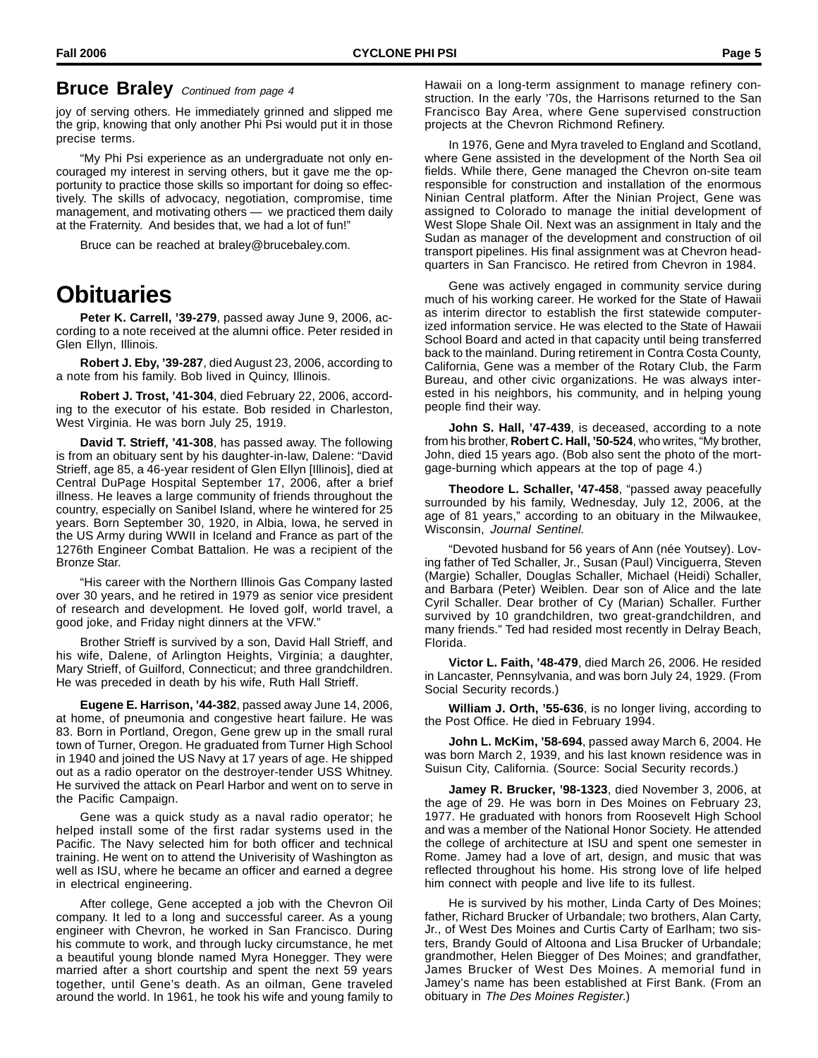## Bruce Braley *Continued from page 4*

joy of serving others. He immediately grinned and slipped me the grip, knowing that only another Phi Psi would put it in those precise terms.

"My Phi Psi experience as an undergraduate not only encouraged my interest in serving others, but it gave me the opportunity to practice those skills so important for doing so effectively. The skills of advocacy, negotiation, compromise, time management, and motivating others — we practiced them daily at the Fraternity. And besides that, we had a lot of fun!"

Bruce can be reached at braley@brucebaley.com.

# Obituaries

**Peter K. Carrell, '39-279**, passed away June 9, 2006, according to a note received at the alumni office. Peter resided in Glen Ellyn, Illinois.

**Robert J. Eby, '39-287**, died August 23, 2006, according to a note from his family. Bob lived in Quincy, Illinois.

**Robert J. Trost, '41-304**, died February 22, 2006, according to the executor of his estate. Bob resided in Charleston, West Virginia. He was born July 25, 1919.

**David T. Strieff, '41-308**, has passed away. The following is from an obituary sent by his daughter-in-law, Dalene: "David Strieff, age 85, a 46-year resident of Glen Ellyn [Illinois], died at Central DuPage Hospital September 17, 2006, after a brief illness. He leaves a large community of friends throughout the country, especially on Sanibel Island, where he wintered for 25 years. Born September 30, 1920, in Albia, Iowa, he served in the US Army during WWII in Iceland and France as part of the 1276th Engineer Combat Battalion. He was a recipient of the Bronze Star.

"His career with the Northern Illinois Gas Company lasted over 30 years, and he retired in 1979 as senior vice president of research and development. He loved golf, world travel, a good joke, and Friday night dinners at the VFW."

Brother Strieff is survived by a son, David Hall Strieff, and his wife, Dalene, of Arlington Heights, Virginia; a daughter, Mary Strieff, of Guilford, Connecticut; and three grandchildren. He was preceded in death by his wife, Ruth Hall Strieff.

**Eugene E. Harrison, '44-382**, passed away June 14, 2006, at home, of pneumonia and congestive heart failure. He was 83. Born in Portland, Oregon, Gene grew up in the small rural town of Turner, Oregon. He graduated from Turner High School in 1940 and joined the US Navy at 17 years of age. He shipped out as a radio operator on the destroyer-tender USS Whitney. He survived the attack on Pearl Harbor and went on to serve in the Pacific Campaign.

Gene was a quick study as a naval radio operator; he helped install some of the first radar systems used in the Pacific. The Navy selected him for both officer and technical training. He went on to attend the Univerisity of Washington as well as ISU, where he became an officer and earned a degree in electrical engineering.

After college, Gene accepted a job with the Chevron Oil company. It led to a long and successful career. As a young engineer with Chevron, he worked in San Francisco. During his commute to work, and through lucky circumstance, he met a beautiful young blonde named Myra Honegger. They were married after a short courtship and spent the next 59 years together, until Gene's death. As an oilman, Gene traveled around the world. In 1961, he took his wife and young family to Hawaii on a long-term assignment to manage refinery construction. In the early '70s, the Harrisons returned to the San Francisco Bay Area, where Gene supervised construction projects at the Chevron Richmond Refinery.

In 1976, Gene and Myra traveled to England and Scotland, where Gene assisted in the development of the North Sea oil fields. While there, Gene managed the Chevron on-site team responsible for construction and installation of the enormous Ninian Central platform. After the Ninian Project, Gene was assigned to Colorado to manage the initial development of West Slope Shale Oil. Next was an assignment in Italy and the Sudan as manager of the development and construction of oil transport pipelines. His final assignment was at Chevron headquarters in San Francisco. He retired from Chevron in 1984.

Gene was actively engaged in community service during much of his working career. He worked for the State of Hawaii as interim director to establish the first statewide computerized information service. He was elected to the State of Hawaii School Board and acted in that capacity until being transferred back to the mainland. During retirement in Contra Costa County, California, Gene was a member of the Rotary Club, the Farm Bureau, and other civic organizations. He was always interested in his neighbors, his community, and in helping young people find their way.

**John S. Hall, '47-439**, is deceased, according to a note from his brother, **Robert C. Hall, '50-524**, who writes, "My brother, John, died 15 years ago. (Bob also sent the photo of the mortgage-burning which appears at the top of page 4.)

**Theodore L. Schaller, '47-458**, "passed away peacefully surrounded by his family, Wednesday, July 12, 2006, at the age of 81 years," according to an obituary in the Milwaukee, Wisconsin, *Journal Sentinel.*

"Devoted husband for 56 years of Ann (née Youtsey). Loving father of Ted Schaller, Jr., Susan (Paul) Vinciguerra, Steven (Margie) Schaller, Douglas Schaller, Michael (Heidi) Schaller, and Barbara (Peter) Weiblen. Dear son of Alice and the late Cyril Schaller. Dear brother of Cy (Marian) Schaller. Further survived by 10 grandchildren, two great-grandchildren, and many friends." Ted had resided most recently in Delray Beach, Florida.

**Victor L. Faith, '48-479**, died March 26, 2006. He resided in Lancaster, Pennsylvania, and was born July 24, 1929. (From Social Security records.)

**William J. Orth, '55-636**, is no longer living, according to the Post Office. He died in February 1994.

**John L. McKim, '58-694**, passed away March 6, 2004. He was born March 2, 1939, and his last known residence was in Suisun City, California. (Source: Social Security records.)

**Jamey R. Brucker, '98-1323**, died November 3, 2006, at the age of 29. He was born in Des Moines on February 23, 1977. He graduated with honors from Roosevelt High School and was a member of the National Honor Society. He attended the college of architecture at ISU and spent one semester in Rome. Jamey had a love of art, design, and music that was reflected throughout his home. His strong love of life helped him connect with people and live life to its fullest.

He is survived by his mother, Linda Carty of Des Moines; father, Richard Brucker of Urbandale; two brothers, Alan Carty, Jr., of West Des Moines and Curtis Carty of Earlham; two sisters, Brandy Gould of Altoona and Lisa Brucker of Urbandale; grandmother, Helen Biegger of Des Moines; and grandfather, James Brucker of West Des Moines. A memorial fund in Jamey's name has been established at First Bank. (From an obituary in *The Des Moines Register.*)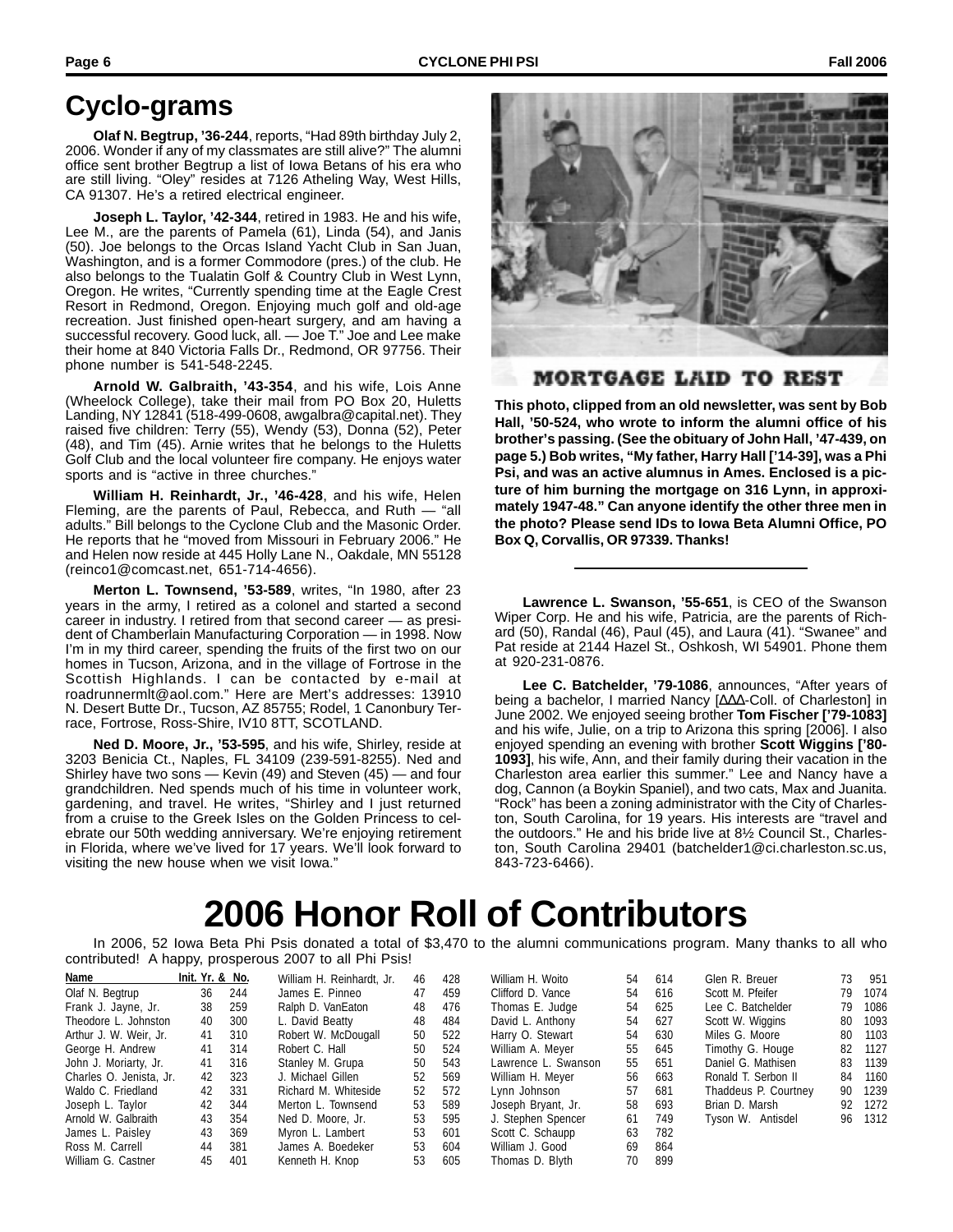# Cyclo-grams

**Olaf N. Begtrup, '36-244**, reports, "Had 89th birthday July 2, 2006. Wonder if any of my classmates are still alive?" The alumni office sent brother Begtrup a list of Iowa Betans of his era who are still living. "Oley" resides at 7126 Atheling Way, West Hills, CA 91307. He's a retired electrical engineer.

**Joseph L. Taylor, '42-344**, retired in 1983. He and his wife, Lee M., are the parents of Pamela (61), Linda (54), and Janis (50). Joe belongs to the Orcas Island Yacht Club in San Juan, Washington, and is a former Commodore (pres.) of the club. He also belongs to the Tualatin Golf & Country Club in West Lynn, Oregon. He writes, "Currently spending time at the Eagle Crest Resort in Redmond, Oregon. Enjoying much golf and old-age recreation. Just finished open-heart surgery, and am having a successful recovery. Good luck, all. — Joe T." Joe and Lee make their home at 840 Victoria Falls Dr., Redmond, OR 97756. Their phone number is 541-548-2245.

**Arnold W. Galbraith, '43-354**, and his wife, Lois Anne (Wheelock College), take their mail from PO Box 20, Huletts Landing, NY 12841 (518-499-0608, awgalbra@capital.net). They raised five children: Terry (55), Wendy (53), Donna (52), Peter (48), and Tim (45). Arnie writes that he belongs to the Huletts Golf Club and the local volunteer fire company. He enjoys water sports and is "active in three churches."

**William H. Reinhardt, Jr., '46-428**, and his wife, Helen Fleming, are the parents of Paul, Rebecca, and Ruth — "all adults." Bill belongs to the Cyclone Club and the Masonic Order. He reports that he "moved from Missouri in February 2006." He and Helen now reside at 445 Holly Lane N., Oakdale, MN 55128 (reinco1@comcast.net, 651-714-4656).

**Merton L. Townsend, '53-589**, writes, "In 1980, after 23 years in the army, I retired as a colonel and started a second career in industry. I retired from that second career — as president of Chamberlain Manufacturing Corporation — in 1998. Now I'm in my third career, spending the fruits of the first two on our homes in Tucson, Arizona, and in the village of Fortrose in the Scottish Highlands. I can be contacted by e-mail at roadrunnermlt@aol.com." Here are Mert's addresses: 13910 N. Desert Butte Dr., Tucson, AZ 85755; Rodel, 1 Canonbury Terrace, Fortrose, Ross-Shire, IV10 8TT, SCOTLAND.

**Ned D. Moore, Jr., '53-595**, and his wife, Shirley, reside at 3203 Benicia Ct., Naples, FL 34109 (239-591-8255). Ned and Shirley have two sons — Kevin (49) and Steven (45) — and four grandchildren. Ned spends much of his time in volunteer work, gardening, and travel. He writes, "Shirley and I just returned from a cruise to the Greek Isles on the Golden Princess to celebrate our 50th wedding anniversary. We're enjoying retirement in Florida, where we've lived for 17 years. We'll look forward to visiting the new house when we visit Iowa."

MORTGAGE LAID TO REST

**This photo, clipped from an old newsletter, was sent by Bob Hall, '50-524, who wrote to inform the alumni office of his brother's passing. (See the obituary of John Hall, '47-439, on page 5.) Bob writes, "My father, Harry Hall ['14-39], was a Phi Psi, and was an active alumnus in Ames. Enclosed is a picture of him burning the mortgage on 316 Lynn, in approximately 1947-48." Can anyone identify the other three men in the photo? Please send IDs to Iowa Beta Alumni Office, PO Box Q, Corvallis, OR 97339. Thanks!**

**Lawrence L. Swanson, '55-651**, is CEO of the Swanson Wiper Corp. He and his wife, Patricia, are the parents of Richard (50), Randal (46), Paul (45), and Laura (41). "Swanee" and Pat reside at 2144 Hazel St., Oshkosh, WI 54901. Phone them at 920-231-0876.

**Lee C. Batchelder, '79-1086**, announces, "After years of being a bachelor, I married Nancy [ΔΔΔ-Coll. of Charleston] in June 2002. We enjoyed seeing brother **Tom Fischer ['79-1083]** and his wife, Julie, on a trip to Arizona this spring [2006]. I also enjoyed spending an evening with brother **Scott Wiggins ['80-1093]**, his wife, Ann, and their family during their vacation in the Charleston area earlier this summer." Lee and Nancy have a dog, Cannon (a Boykin Spaniel), and two cats, Max and Juanita. "Rock" has been a zoning administrator with the City of Charleston, South Carolina, for 19 years. His interests are "travel and the outdoors." He and his bride live at 8½ Council St., Charleston, South Carolina 29401 (batchelder1@ci.charleston.sc.us, 843-723-6466).

# 2006 Honor Roll of Contributors

In 2006, 52 Iowa Beta Phi Psis donated a total of $3,470 to the alumni communications program. Many thanks to all who contributed! A happy, prosperous 2007 to all Phi Psis!

| Name | Init. Yr. | No. |
|---|---|---|
| Olaf N. Begtrup | 36 | 244 |
| Frank J. Jayne, Jr. | 38 | 259 |
| Theodore L. Johnston | 40 | 300 |
| Arthur J. W. Weir, Jr. | 41 | 310 |
| George H. Andrew | 41 | 314 |
| John J. Moriarty, Jr. | 41 | 316 |
| Charles O. Jenista, Jr. | 42 | 323 |
| Waldo C. Friedland | 42 | 331 |
| Joseph L. Taylor | 42 | 344 |
| Arnold W. Galbraith | 43 | 354 |
| James L. Paisley | 43 | 369 |
| Ross M. Carrell | 44 | 381 |
| William G. Castner | 45 | 401 |
| William H. Reinhardt, Jr. | 46 | 428 |
| James E. Pinneo | 47 | 459 |
| Ralph D. VanEaton | 48 | 476 |
| L. David Beatty | 48 | 484 |
| Robert W. McDougall | 50 | 522 |
| Robert C. Hall | 50 | 524 |
| Stanley M. Grupa | 50 | 543 |
| J. Michael Gillen | 52 | 569 |
| Richard M. Whiteside | 52 | 572 |
| Merton L. Townsend | 53 | 589 |
| Ned D. Moore, Jr. | 53 | 595 |
| Myron L. Lambert | 53 | 601 |
| James A. Boedeker | 53 | 604 |
| Kenneth H. Knop | 53 | 605 |
| William H. Woito | 54 | 614 |
| Clifford D. Vance | 54 | 616 |
| Thomas E. Judge | 54 | 625 |
| David L. Anthony | 54 | 627 |
| Harry O. Stewart | 54 | 630 |
| William A. Meyer | 55 | 645 |
| Lawrence L. Swanson | 55 | 651 |
| William H. Meyer | 56 | 663 |
| Lynn Johnson | 57 | 681 |
| Joseph Bryant, Jr. | 58 | 693 |
| J. Stephen Spencer | 61 | 749 |
| Scott C. Schaupp | 63 | 782 |
| William J. Good | 69 | 864 |
| Thomas D. Blyth | 70 | 899 |
| Glen R. Breuer | 73 | 951 |
| Scott M. Pfeifer | 79 | 1074 |
| Lee C. Batchelder | 79 | 1086 |
| Scott W. Wiggins | 80 | 1093 |
| Miles G. Moore | 80 | 1103 |
| Timothy G. Houge | 82 | 1127 |
| Daniel G. Mathisen | 83 | 1139 |
| Ronald T. Serbon II | 84 | 1160 |
| Thaddeus P. Courtney | 90 | 1239 |
| Brian D. Marsh | 92 | 1272 |
| Tyson W. Antisdel | 96 | 1312 |